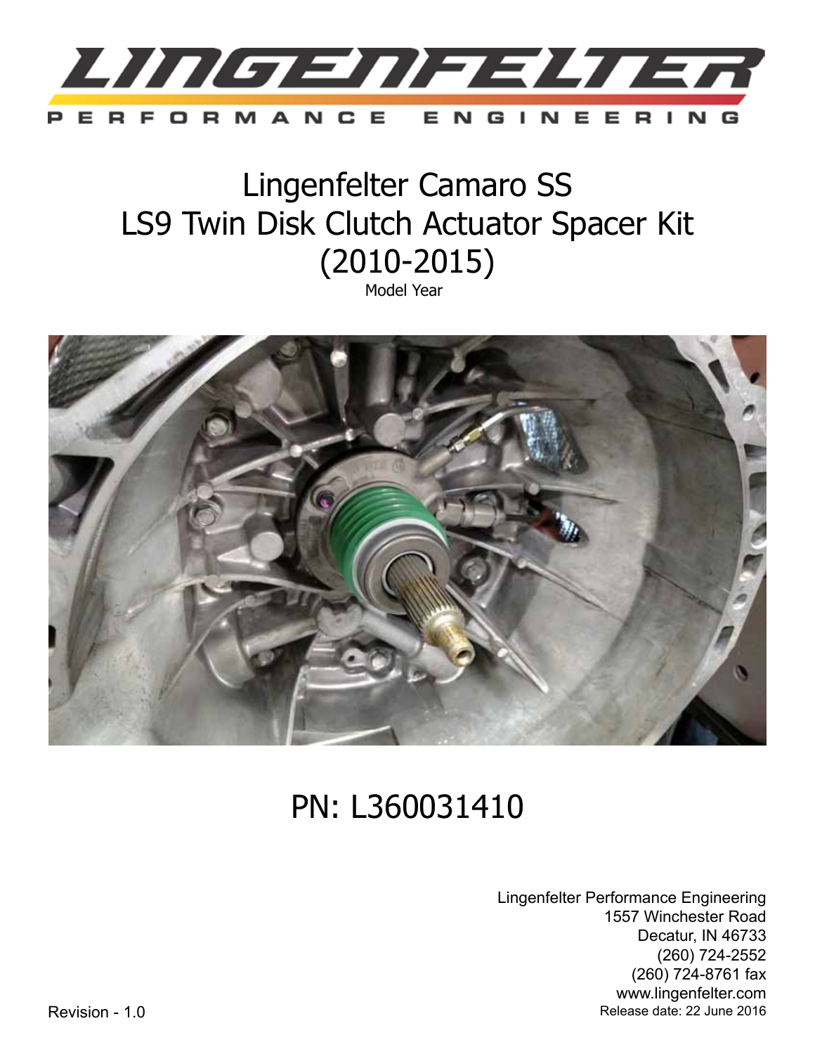# Lingenfelter Camaro SS LS9 Twin Disk Clutch Actuator Spacer Kit (2010-2015)

Model Year

## PN: L360031410

Lingenfelter Performance Engineering
1557 Winchester Road
Decatur, IN 46733
(260) 724-2552
(260) 724-8761 fax
www.lingenfelter.com
Release date: 22 June 2016

Revision - 1.0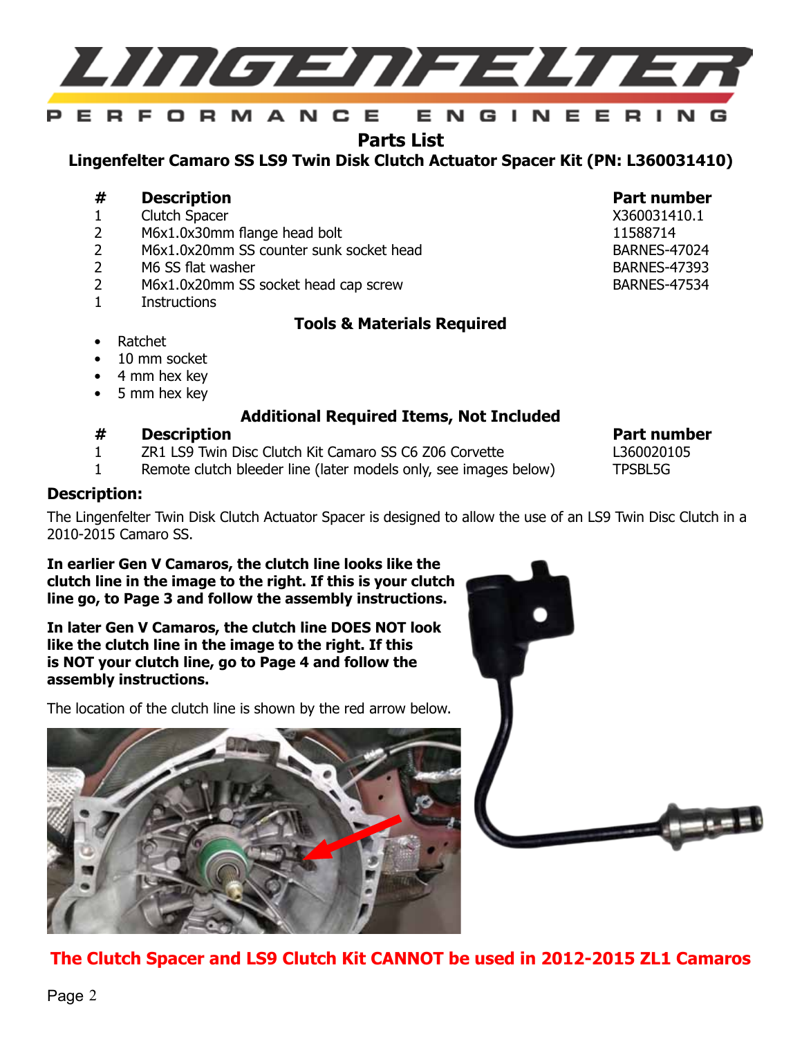## Parts List

### Lingenfelter Camaro SS LS9 Twin Disk Clutch Actuator Spacer Kit (PN: L360031410)

| # | Description | Part number |
|---|---|---|
| 1 | Clutch Spacer | X360031410.1 |
| 2 | M6x1.0x30mm flange head bolt | 11588714 |
| 2 | M6x1.0x20mm SS counter sunk socket head | BARNES-47024 |
| 2 | M6 SS flat washer | BARNES-47393 |
| 2 | M6x1.0x20mm SS socket head cap screw | BARNES-47534 |
| 1 | Instructions | |

### Tools & Materials Required

- Ratchet
- 10 mm socket
- 4 mm hex key
- 5 mm hex key

### Additional Required Items, Not Included

| # | Description | Part number |
|---|---|---|
| 1 | ZR1 LS9 Twin Disc Clutch Kit Camaro SS C6 Z06 Corvette | L360020105 |
| 1 | Remote clutch bleeder line (later models only, see images below) | TPSBL5G |

### Description:

The Lingenfelter Twin Disk Clutch Actuator Spacer is designed to allow the use of an LS9 Twin Disc Clutch in a 2010-2015 Camaro SS.

**In earlier Gen V Camaros, the clutch line looks like the clutch line in the image to the right. If this is your clutch line go, to Page 3 and follow the assembly instructions.**

**In later Gen V Camaros, the clutch line DOES NOT look like the clutch line in the image to the right. If this is NOT your clutch line, go to Page 4 and follow the assembly instructions.**

The location of the clutch line is shown by the red arrow below.

**The Clutch Spacer and LS9 Clutch Kit CANNOT be used in 2012-2015 ZL1 Camaros**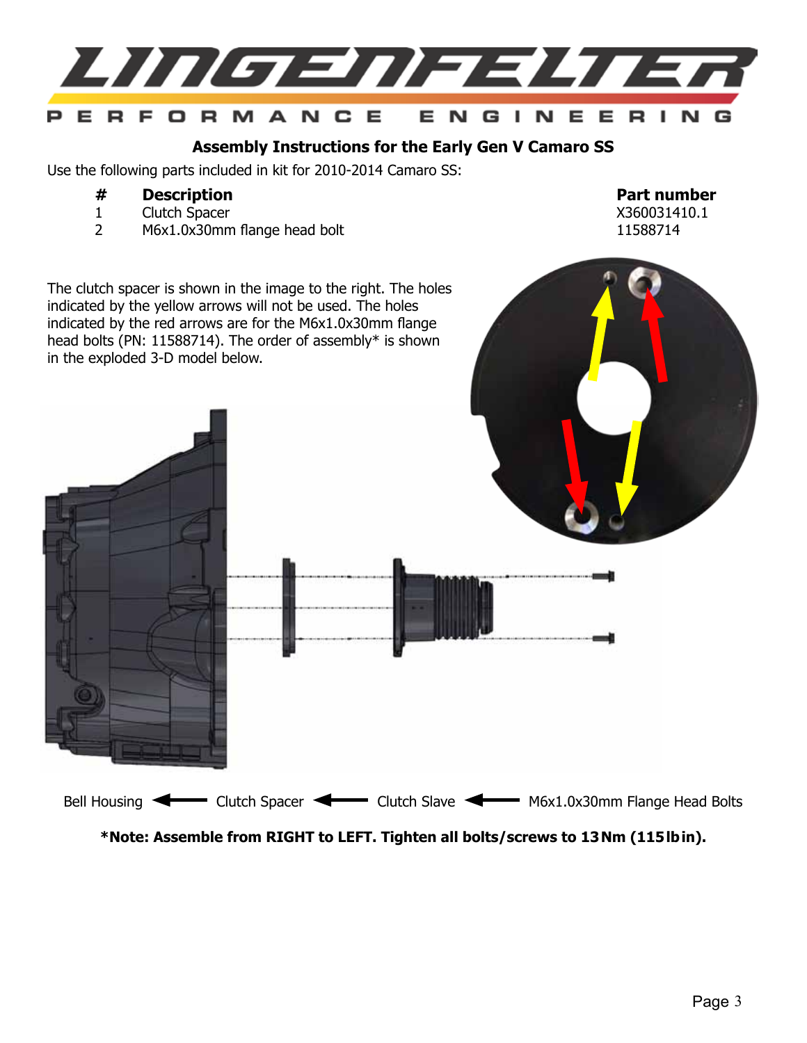## Assembly Instructions for the Early Gen V Camaro SS

Use the following parts included in kit for 2010-2014 Camaro SS:

| # | Description | Part number |
|---|---|---|
| 1 | Clutch Spacer | X360031410.1 |
| 2 | M6x1.0x30mm flange head bolt | 11588714 |

The clutch spacer is shown in the image to the right. The holes indicated by the yellow arrows will not be used. The holes indicated by the red arrows are for the M6x1.0x30mm flange head bolts (PN: 11588714). The order of assembly* is shown in the exploded 3-D model below.

Bell Housing ⟵ Clutch Spacer ⟵ Clutch Slave ⟵ M6x1.0x30mm Flange Head Bolts

**\*Note: Assemble from RIGHT to LEFT. Tighten all bolts/screws to 13 Nm (115 lb in).**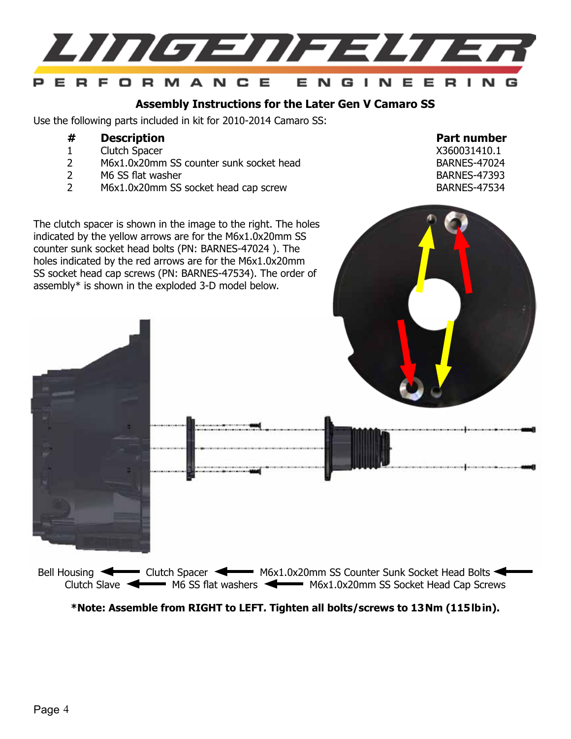# Assembly Instructions for the Later Gen V Camaro SS

Use the following parts included in kit for 2010-2014 Camaro SS:

| # | Description | Part number |
|---|---|---|
| 1 | Clutch Spacer | X360031410.1 |
| 2 | M6x1.0x20mm SS counter sunk socket head | BARNES-47024 |
| 2 | M6 SS flat washer | BARNES-47393 |
| 2 | M6x1.0x20mm SS socket head cap screw | BARNES-47534 |

The clutch spacer is shown in the image to the right. The holes indicated by the yellow arrows are for the M6x1.0x20mm SS counter sunk socket head bolts (PN: BARNES-47024 ). The holes indicated by the red arrows are for the M6x1.0x20mm SS socket head cap screws (PN: BARNES-47534). The order of assembly* is shown in the exploded 3-D model below.

Bell Housing ← Clutch Spacer ← M6x1.0x20mm SS Counter Sunk Socket Head Bolts ←

Clutch Slave ← M6 SS flat washers ← M6x1.0x20mm SS Socket Head Cap Screws

**\*Note: Assemble from RIGHT to LEFT. Tighten all bolts/screws to 13Nm (115lbin).**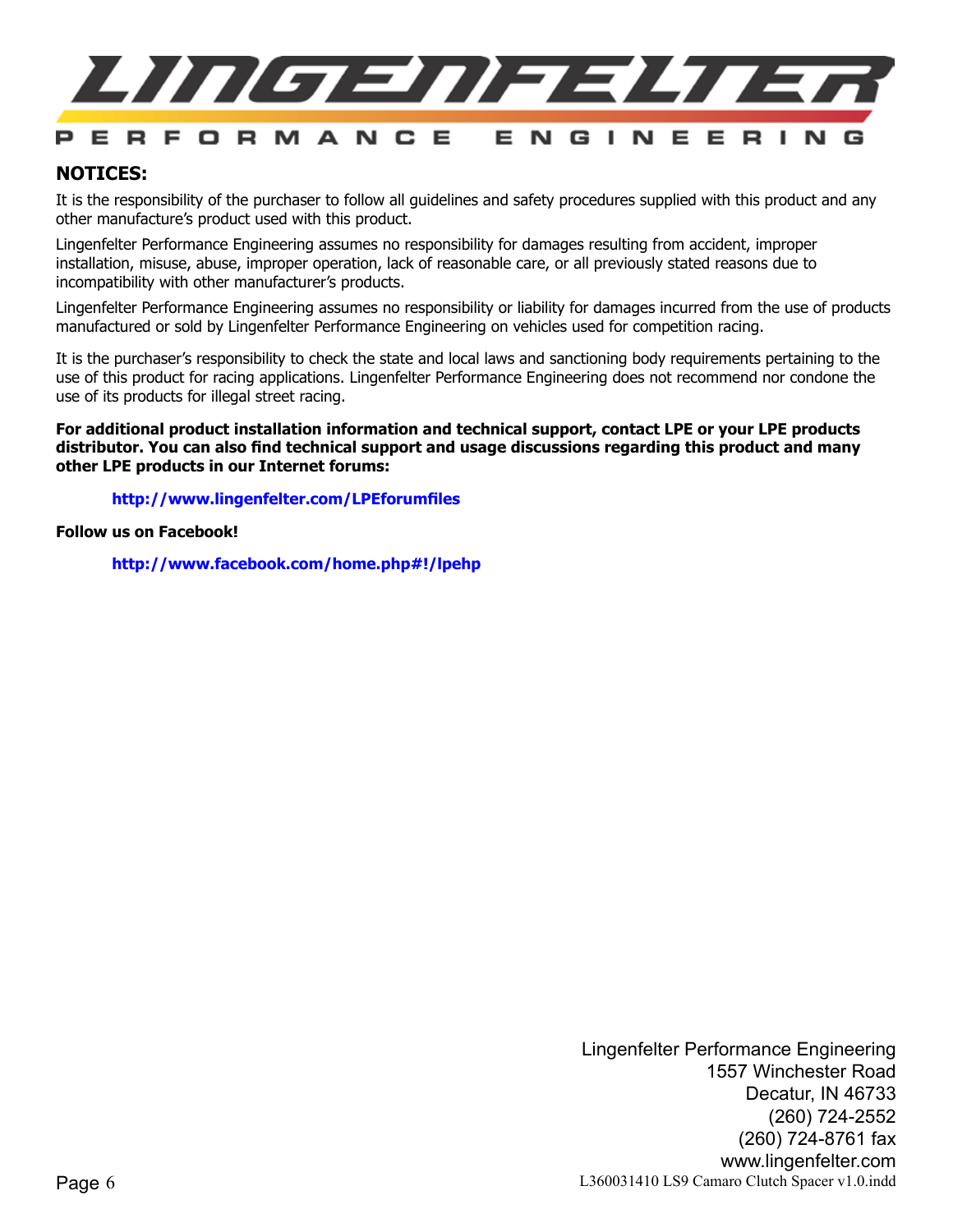## NOTICES:

It is the responsibility of the purchaser to follow all guidelines and safety procedures supplied with this product and any other manufacture's product used with this product.

Lingenfelter Performance Engineering assumes no responsibility for damages resulting from accident, improper installation, misuse, abuse, improper operation, lack of reasonable care, or all previously stated reasons due to incompatibility with other manufacturer's products.

Lingenfelter Performance Engineering assumes no responsibility or liability for damages incurred from the use of products manufactured or sold by Lingenfelter Performance Engineering on vehicles used for competition racing.

It is the purchaser's responsibility to check the state and local laws and sanctioning body requirements pertaining to the use of this product for racing applications. Lingenfelter Performance Engineering does not recommend nor condone the use of its products for illegal street racing.

**For additional product installation information and technical support, contact LPE or your LPE products distributor. You can also find technical support and usage discussions regarding this product and many other LPE products in our Internet forums:**

**http://www.lingenfelter.com/LPEforumfiles**

**Follow us on Facebook!**

**http://www.facebook.com/home.php#!/lpehp**

Lingenfelter Performance Engineering
1557 Winchester Road
Decatur, IN 46733
(260) 724-2552
(260) 724-8761 fax
www.lingenfelter.com

L360031410 LS9 Camaro Clutch Spacer v1.0.indd